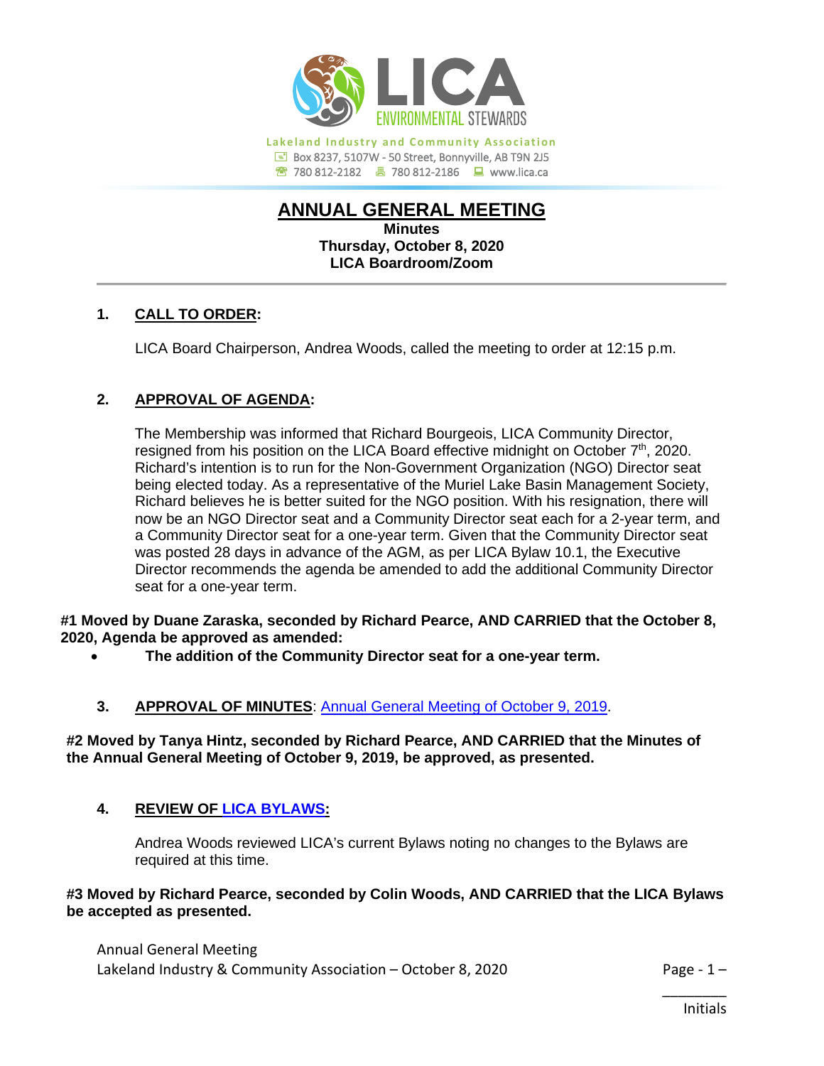**LICA ENVIRONMENTAL STEWARDS**

Lakeland Industry and Community Association
Box 8237, 5107W - 50 Street, Bonnyville, AB T9N 2J5
780 812-2182 780 812-2186 www.lica.ca

# ANNUAL GENERAL MEETING

**Minutes**
**Thursday, October 8, 2020**
**LICA Boardroom/Zoom**

---

## 1. CALL TO ORDER:

LICA Board Chairperson, Andrea Woods, called the meeting to order at 12:15 p.m.

## 2. APPROVAL OF AGENDA:

The Membership was informed that Richard Bourgeois, LICA Community Director, resigned from his position on the LICA Board effective midnight on October 7th, 2020. Richard's intention is to run for the Non-Government Organization (NGO) Director seat being elected today. As a representative of the Muriel Lake Basin Management Society, Richard believes he is better suited for the NGO position. With his resignation, there will now be an NGO Director seat and a Community Director seat each for a 2-year term, and a Community Director seat for a one-year term. Given that the Community Director seat was posted 28 days in advance of the AGM, as per LICA Bylaw 10.1, the Executive Director recommends the agenda be amended to add the additional Community Director seat for a one-year term.

**#1 Moved by Duane Zaraska, seconded by Richard Pearce, AND CARRIED that the October 8, 2020, Agenda be approved as amended:**

- **The addition of the Community Director seat for a one-year term.**

## 3. APPROVAL OF MINUTES: Annual General Meeting of October 9, 2019.

**#2 Moved by Tanya Hintz, seconded by Richard Pearce, AND CARRIED that the Minutes of the Annual General Meeting of October 9, 2019, be approved, as presented.**

## 4. REVIEW OF LICA BYLAWS:

Andrea Woods reviewed LICA's current Bylaws noting no changes to the Bylaws are required at this time.

**#3 Moved by Richard Pearce, seconded by Colin Woods, AND CARRIED that the LICA Bylaws be accepted as presented.**

________
Initials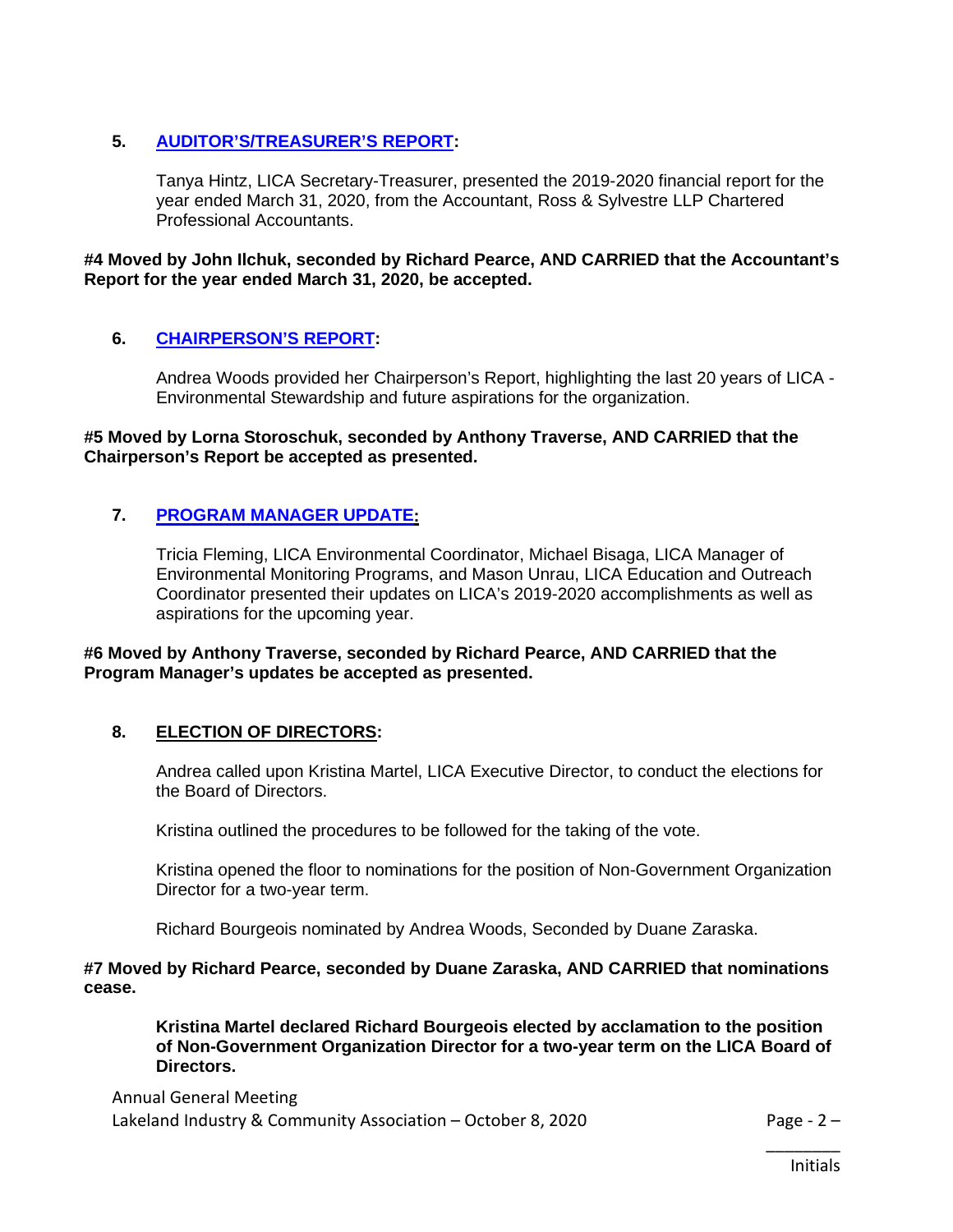## 5. AUDITOR'S/TREASURER'S REPORT:

Tanya Hintz, LICA Secretary-Treasurer, presented the 2019-2020 financial report for the year ended March 31, 2020, from the Accountant, Ross & Sylvestre LLP Chartered Professional Accountants.

**#4 Moved by John Ilchuk, seconded by Richard Pearce, AND CARRIED that the Accountant's Report for the year ended March 31, 2020, be accepted.**

## 6. CHAIRPERSON'S REPORT:

Andrea Woods provided her Chairperson's Report, highlighting the last 20 years of LICA - Environmental Stewardship and future aspirations for the organization.

**#5 Moved by Lorna Storoschuk, seconded by Anthony Traverse, AND CARRIED that the Chairperson's Report be accepted as presented.**

## 7. PROGRAM MANAGER UPDATE:

Tricia Fleming, LICA Environmental Coordinator, Michael Bisaga, LICA Manager of Environmental Monitoring Programs, and Mason Unrau, LICA Education and Outreach Coordinator presented their updates on LICA's 2019-2020 accomplishments as well as aspirations for the upcoming year.

**#6 Moved by Anthony Traverse, seconded by Richard Pearce, AND CARRIED that the Program Manager's updates be accepted as presented.**

## 8. ELECTION OF DIRECTORS:

Andrea called upon Kristina Martel, LICA Executive Director, to conduct the elections for the Board of Directors.

Kristina outlined the procedures to be followed for the taking of the vote.

Kristina opened the floor to nominations for the position of Non-Government Organization Director for a two-year term.

Richard Bourgeois nominated by Andrea Woods, Seconded by Duane Zaraska.

**#7 Moved by Richard Pearce, seconded by Duane Zaraska, AND CARRIED that nominations cease.**

**Kristina Martel declared Richard Bourgeois elected by acclamation to the position of Non-Government Organization Director for a two-year term on the LICA Board of Directors.**

Annual General Meeting
Lakeland Industry & Community Association – October 8, 2020

________
Initials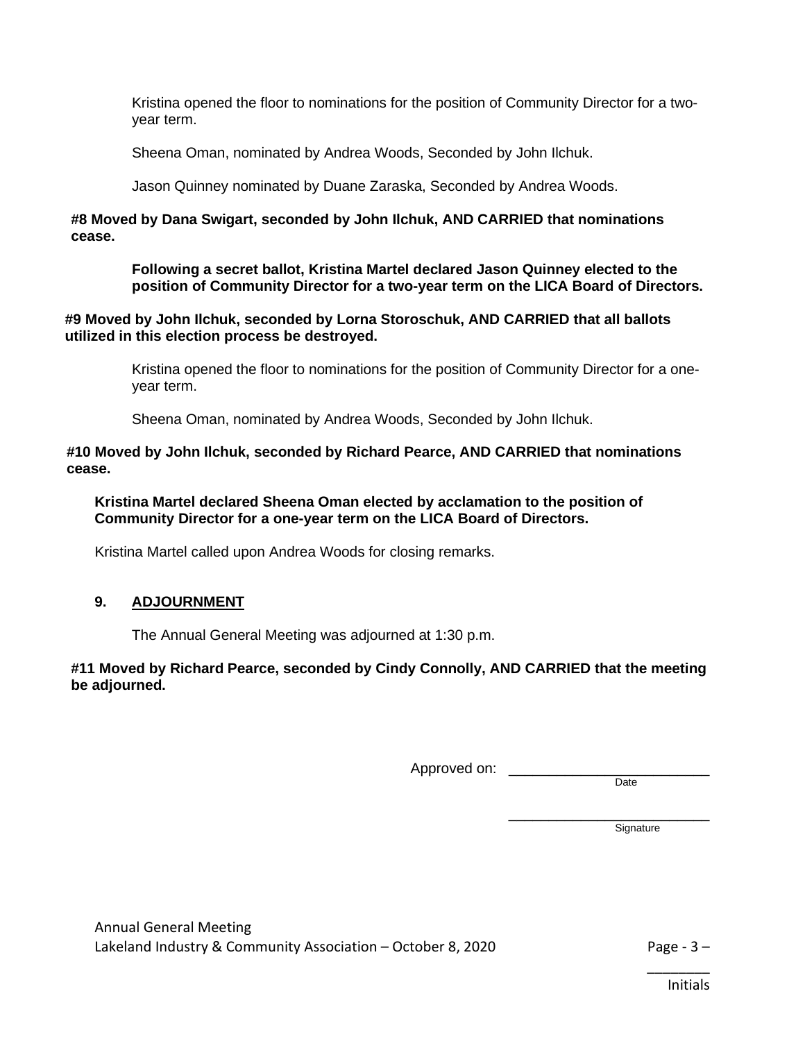Kristina opened the floor to nominations for the position of Community Director for a two-year term.

Sheena Oman, nominated by Andrea Woods, Seconded by John Ilchuk.

Jason Quinney nominated by Duane Zaraska, Seconded by Andrea Woods.

**#8 Moved by Dana Swigart, seconded by John Ilchuk, AND CARRIED that nominations cease.**

**Following a secret ballot, Kristina Martel declared Jason Quinney elected to the position of Community Director for a two-year term on the LICA Board of Directors.**

**#9 Moved by John Ilchuk, seconded by Lorna Storoschuk, AND CARRIED that all ballots utilized in this election process be destroyed.**

Kristina opened the floor to nominations for the position of Community Director for a one-year term.

Sheena Oman, nominated by Andrea Woods, Seconded by John Ilchuk.

**#10 Moved by John Ilchuk, seconded by Richard Pearce, AND CARRIED that nominations cease.**

**Kristina Martel declared Sheena Oman elected by acclamation to the position of Community Director for a one-year term on the LICA Board of Directors.**

Kristina Martel called upon Andrea Woods for closing remarks.

## 9. ADJOURNMENT

The Annual General Meeting was adjourned at 1:30 p.m.

**#11 Moved by Richard Pearce, seconded by Cindy Connolly, AND CARRIED that the meeting be adjourned.**

Approved on: ________________________
Date

________________________
Signature

Annual General Meeting
Lakeland Industry & Community Association – October 8, 2020

________
Initials